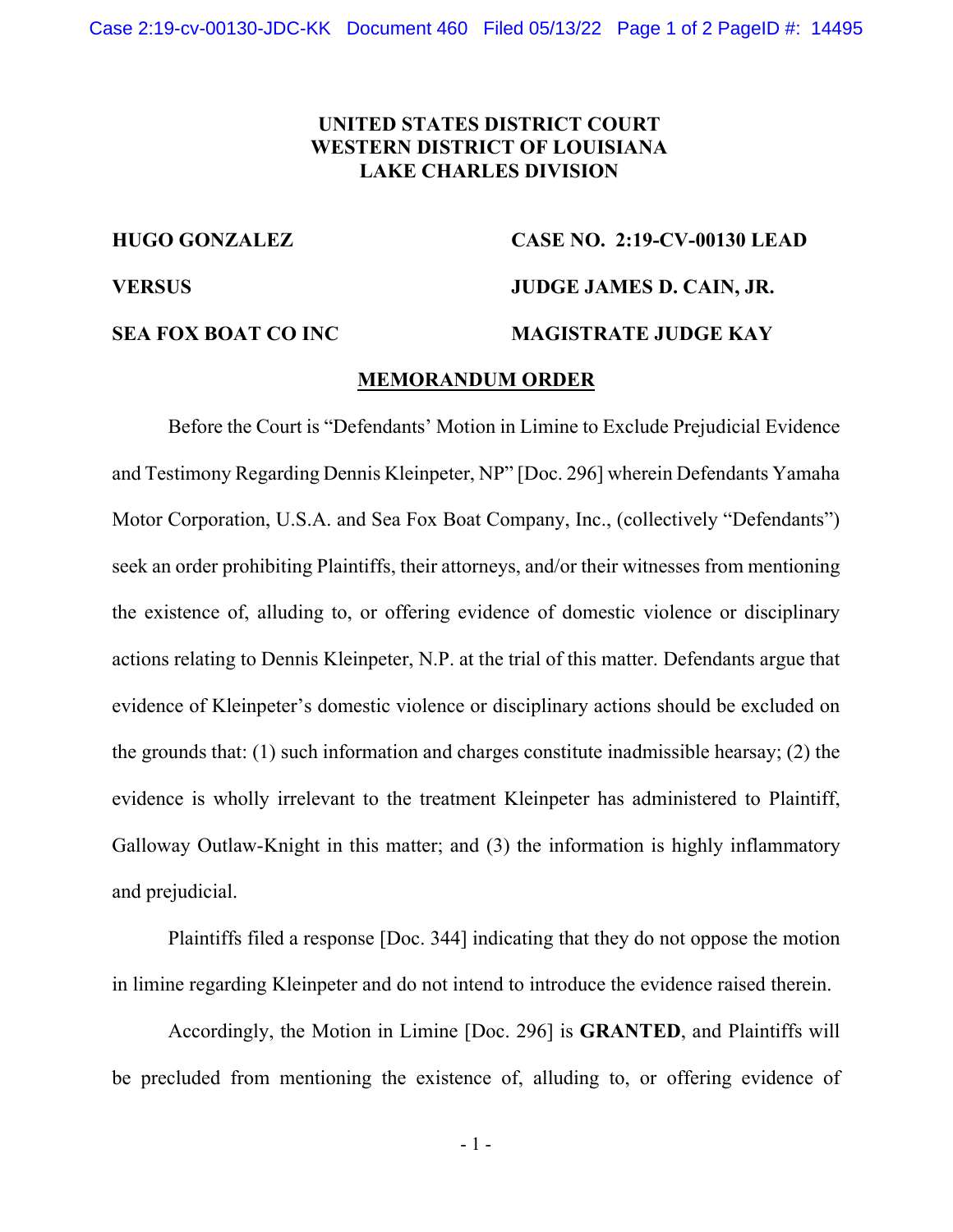**UNITED STATES DISTRICT COURT**
**WESTERN DISTRICT OF LOUISIANA**
**LAKE CHARLES DIVISION**

**HUGO GONZALEZ** | **CASE NO. 2:19-CV-00130 LEAD**

**VERSUS** | **JUDGE JAMES D. CAIN, JR.**

**SEA FOX BOAT CO INC** | **MAGISTRATE JUDGE KAY**

## MEMORANDUM ORDER

Before the Court is "Defendants' Motion in Limine to Exclude Prejudicial Evidence and Testimony Regarding Dennis Kleinpeter, NP" [Doc. 296] wherein Defendants Yamaha Motor Corporation, U.S.A. and Sea Fox Boat Company, Inc., (collectively "Defendants") seek an order prohibiting Plaintiffs, their attorneys, and/or their witnesses from mentioning the existence of, alluding to, or offering evidence of domestic violence or disciplinary actions relating to Dennis Kleinpeter, N.P. at the trial of this matter. Defendants argue that evidence of Kleinpeter's domestic violence or disciplinary actions should be excluded on the grounds that: (1) such information and charges constitute inadmissible hearsay; (2) the evidence is wholly irrelevant to the treatment Kleinpeter has administered to Plaintiff, Galloway Outlaw-Knight in this matter; and (3) the information is highly inflammatory and prejudicial.

Plaintiffs filed a response [Doc. 344] indicating that they do not oppose the motion in limine regarding Kleinpeter and do not intend to introduce the evidence raised therein.

Accordingly, the Motion in Limine [Doc. 296] is **GRANTED**, and Plaintiffs will be precluded from mentioning the existence of, alluding to, or offering evidence of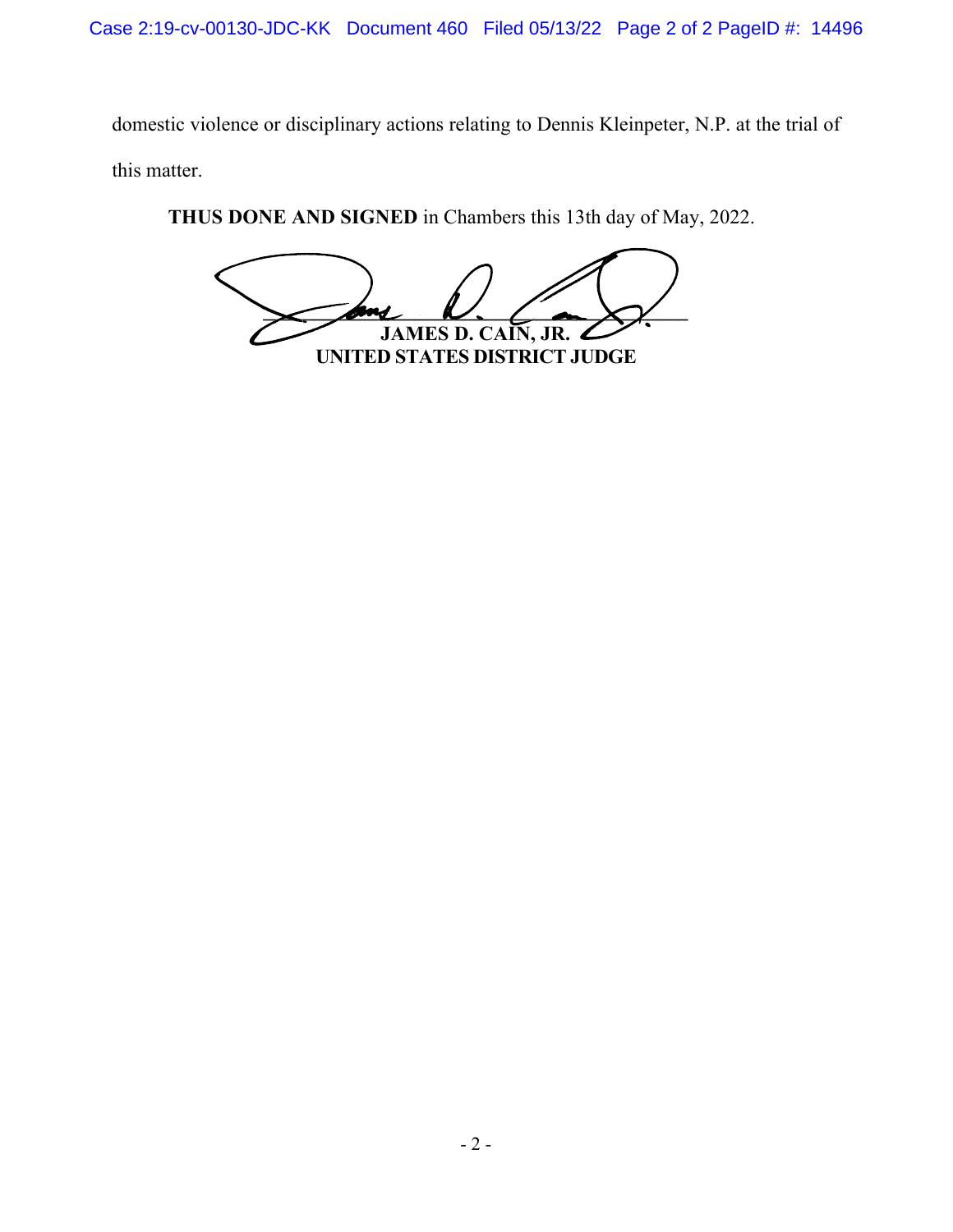domestic violence or disciplinary actions relating to Dennis Kleinpeter, N.P. at the trial of this matter.

**THUS DONE AND SIGNED** in Chambers this 13th day of May, 2022.

**JAMES D. CAIN, JR.**
**UNITED STATES DISTRICT JUDGE**